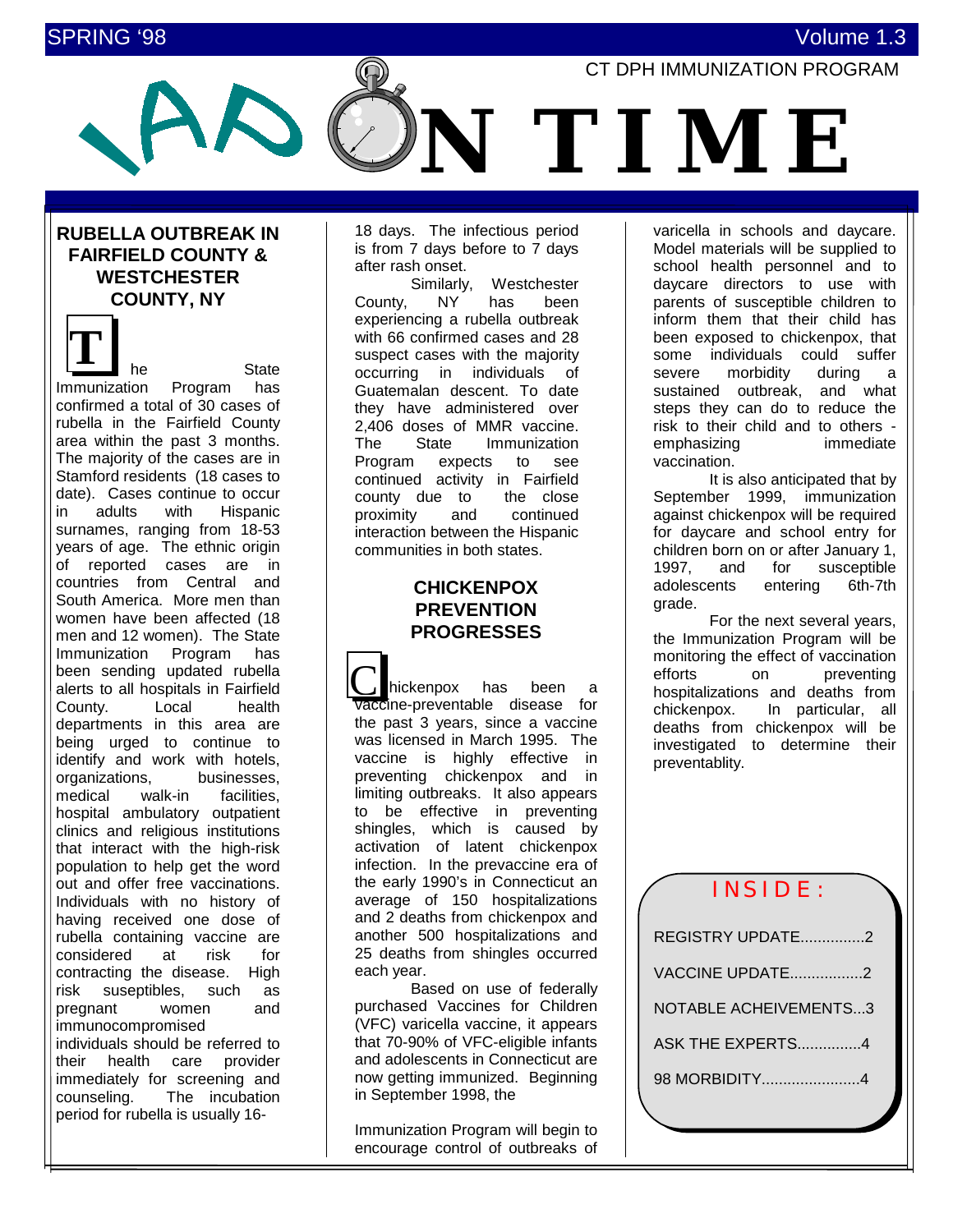SPRING '98 Volume 1.3

CT DPH IMMUNIZATION PROGRAM

# VAX ON TIME

## RUBELLA OUTBREAK IN FAIRFIELD COUNTY & WESTCHESTER COUNTY, NY

The State Immunization Program has confirmed a total of 30 cases of rubella in the Fairfield County area within the past 3 months. The majority of the cases are in Stamford residents (18 cases to date). Cases continue to occur in adults with Hispanic surnames, ranging from 18-53 years of age. The ethnic origin of reported cases are in countries from Central and South America. More men than women have been affected (18 men and 12 women). The State Immunization Program has been sending updated rubella alerts to all hospitals in Fairfield County. Local health departments in this area are being urged to continue to identify and work with hotels, organizations, businesses, medical walk-in facilities, hospital ambulatory outpatient clinics and religious institutions that interact with the high-risk population to help get the word out and offer free vaccinations. Individuals with no history of having received one dose of rubella containing vaccine are considered at risk for contracting the disease. High risk suseptibles, such as pregnant women and immunocompromised individuals should be referred to their health care provider immediately for screening and counseling. The incubation period for rubella is usually 16-18 days. The infectious period is from 7 days before to 7 days after rash onset.

Similarly, Westchester County, NY has been experiencing a rubella outbreak with 66 confirmed cases and 28 suspect cases with the majority occurring in individuals of Guatemalan descent. To date they have administered over 2,406 doses of MMR vaccine. The State Immunization Program expects to see continued activity in Fairfield county due to the close proximity and continued interaction between the Hispanic communities in both states.

## CHICKENPOX PREVENTION PROGRESSES

Chickenpox has been a vaccine-preventable disease for the past 3 years, since a vaccine was licensed in March 1995. The vaccine is highly effective in preventing chickenpox and in limiting outbreaks. It also appears to be effective in preventing shingles, which is caused by activation of latent chickenpox infection. In the prevaccine era of the early 1990's in Connecticut an average of 150 hospitalizations and 2 deaths from chickenpox and another 500 hospitalizations and 25 deaths from shingles occurred each year.

Based on use of federally purchased Vaccines for Children (VFC) varicella vaccine, it appears that 70-90% of VFC-eligible infants and adolescents in Connecticut are now getting immunized. Beginning in September 1998, the Immunization Program will begin to encourage control of outbreaks of varicella in schools and daycare. Model materials will be supplied to school health personnel and to daycare directors to use with parents of susceptible children to inform them that their child has been exposed to chickenpox, that some individuals could suffer severe morbidity during a sustained outbreak, and what steps they can do to reduce the risk to their child and to others - emphasizing immediate vaccination.

It is also anticipated that by September 1999, immunization against chickenpox will be required for daycare and school entry for children born on or after January 1, 1997, and for susceptible adolescents entering 6th-7th grade.

For the next several years, the Immunization Program will be monitoring the effect of vaccination efforts on preventing hospitalizations and deaths from chickenpox. In particular, all deaths from chickenpox will be investigated to determine their preventablity.

**INSIDE:**

- REGISTRY UPDATE...............2
- VACCINE UPDATE.................2
- NOTABLE ACHEIVEMENTS...3
- ASK THE EXPERTS...............4
- 98 MORBIDITY.......................4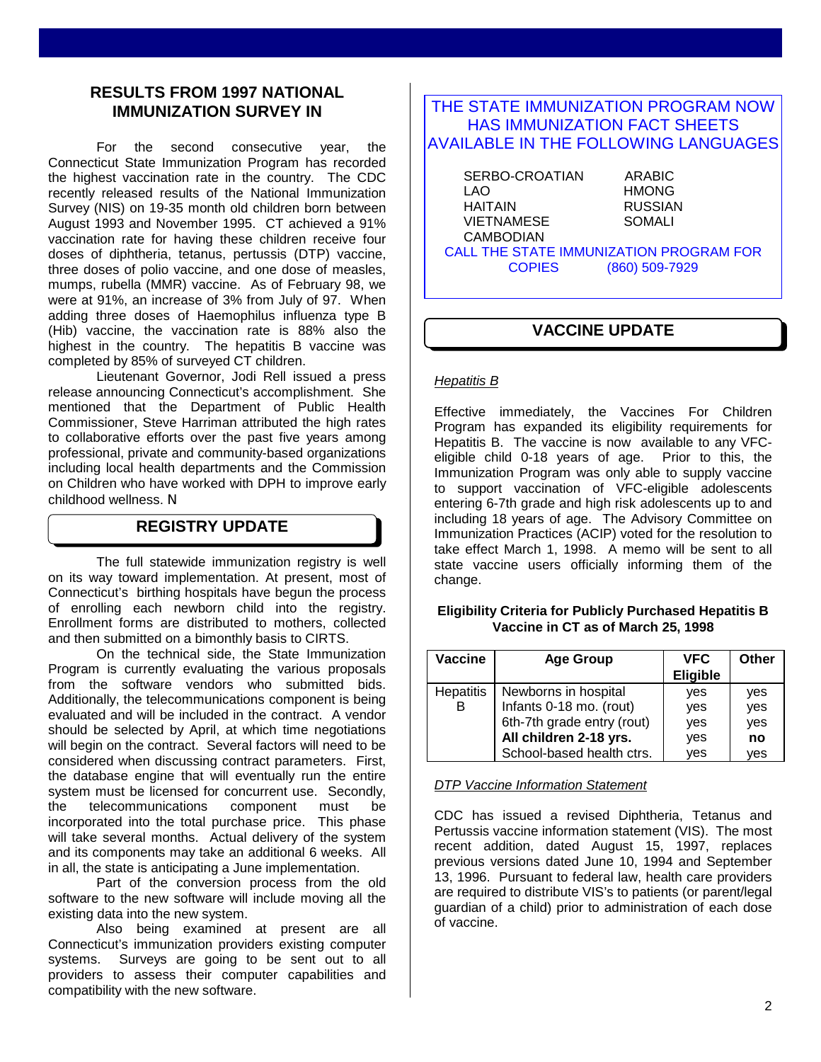## RESULTS FROM 1997 NATIONAL IMMUNIZATION SURVEY IN

For the second consecutive year, the Connecticut State Immunization Program has recorded the highest vaccination rate in the country. The CDC recently released results of the National Immunization Survey (NIS) on 19-35 month old children born between August 1993 and November 1995. CT achieved a 91% vaccination rate for having these children receive four doses of diphtheria, tetanus, pertussis (DTP) vaccine, three doses of polio vaccine, and one dose of measles, mumps, rubella (MMR) vaccine. As of February 98, we were at 91%, an increase of 3% from July of 97. When adding three doses of Haemophilus influenza type B (Hib) vaccine, the vaccination rate is 88% also the highest in the country. The hepatitis B vaccine was completed by 85% of surveyed CT children.

Lieutenant Governor, Jodi Rell issued a press release announcing Connecticut's accomplishment. She mentioned that the Department of Public Health Commissioner, Steve Harriman attributed the high rates to collaborative efforts over the past five years among professional, private and community-based organizations including local health departments and the Commission on Children who have worked with DPH to improve early childhood wellness. N

## REGISTRY UPDATE

The full statewide immunization registry is well on its way toward implementation. At present, most of Connecticut's birthing hospitals have begun the process of enrolling each newborn child into the registry. Enrollment forms are distributed to mothers, collected and then submitted on a bimonthly basis to CIRTS.

On the technical side, the State Immunization Program is currently evaluating the various proposals from the software vendors who submitted bids. Additionally, the telecommunications component is being evaluated and will be included in the contract. A vendor should be selected by April, at which time negotiations will begin on the contract. Several factors will need to be considered when discussing contract parameters. First, the database engine that will eventually run the entire system must be licensed for concurrent use. Secondly, the telecommunications component must be incorporated into the total purchase price. This phase will take several months. Actual delivery of the system and its components may take an additional 6 weeks. All in all, the state is anticipating a June implementation.

Part of the conversion process from the old software to the new software will include moving all the existing data into the new system.

Also being examined at present are all Connecticut's immunization providers existing computer systems. Surveys are going to be sent out to all providers to assess their computer capabilities and compatibility with the new software.

## THE STATE IMMUNIZATION PROGRAM NOW HAS IMMUNIZATION FACT SHEETS AVAILABLE IN THE FOLLOWING LANGUAGES

- SERBO-CROATIAN
- ARABIC
- LAO
- HMONG
- HAITAIN
- RUSSIAN
- VIETNAMESE
- SOMALI
- CAMBODIAN

CALL THE STATE IMMUNIZATION PROGRAM FOR COPIES (860) 509-7929

## VACCINE UPDATE

*Hepatitis B*

Effective immediately, the Vaccines For Children Program has expanded its eligibility requirements for Hepatitis B. The vaccine is now available to any VFC-eligible child 0-18 years of age. Prior to this, the Immunization Program was only able to supply vaccine to support vaccination of VFC-eligible adolescents entering 6-7th grade and high risk adolescents up to and including 18 years of age. The Advisory Committee on Immunization Practices (ACIP) voted for the resolution to take effect March 1, 1998. A memo will be sent to all state vaccine users officially informing them of the change.

**Eligibility Criteria for Publicly Purchased Hepatitis B Vaccine in CT as of March 25, 1998**

| Vaccine | Age Group | VFC Eligible | Other |
|---|---|---|---|
| Hepatitis B | Newborns in hospital | yes | yes |
| | Infants 0-18 mo. (rout) | yes | yes |
| | 6th-7th grade entry (rout) | yes | yes |
| | **All children 2-18 yrs.** | yes | **no** |
| | School-based health ctrs. | yes | yes |

*DTP Vaccine Information Statement*

CDC has issued a revised Diphtheria, Tetanus and Pertussis vaccine information statement (VIS). The most recent addition, dated August 15, 1997, replaces previous versions dated June 10, 1994 and September 13, 1996. Pursuant to federal law, health care providers are required to distribute VIS's to patients (or parent/legal guardian of a child) prior to administration of each dose of vaccine.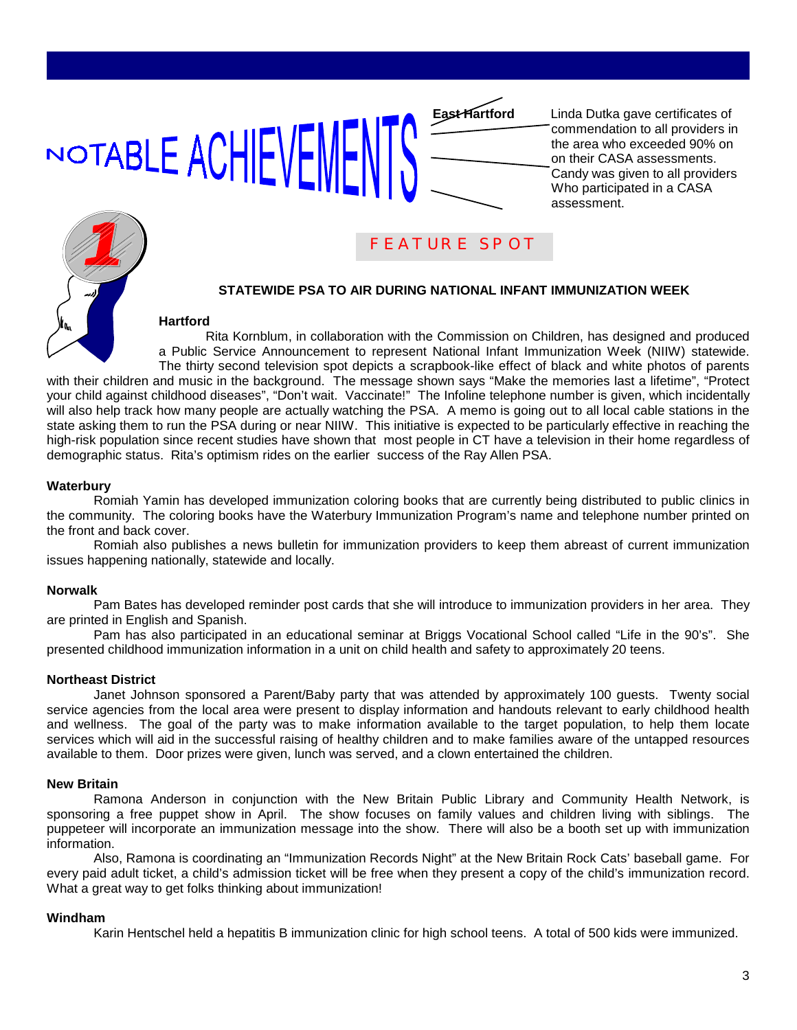# NOTABLE ACHIEVEMENTS

**East Hartford**

Linda Dutka gave certificates of commendation to all providers in the area who exceeded 90% on on their CASA assessments. Candy was given to all providers Who participated in a CASA assessment.

## FEATURE SPOT

**STATEWIDE PSA TO AIR DURING NATIONAL INFANT IMMUNIZATION WEEK**

**Hartford**

Rita Kornblum, in collaboration with the Commission on Children, has designed and produced a Public Service Announcement to represent National Infant Immunization Week (NIIW) statewide. The thirty second television spot depicts a scrapbook-like effect of black and white photos of parents with their children and music in the background. The message shown says "Make the memories last a lifetime", "Protect your child against childhood diseases", "Don't wait. Vaccinate!" The Infoline telephone number is given, which incidentally will also help track how many people are actually watching the PSA. A memo is going out to all local cable stations in the state asking them to run the PSA during or near NIIW. This initiative is expected to be particularly effective in reaching the high-risk population since recent studies have shown that most people in CT have a television in their home regardless of demographic status. Rita's optimism rides on the earlier success of the Ray Allen PSA.

**Waterbury**

Romiah Yamin has developed immunization coloring books that are currently being distributed to public clinics in the community. The coloring books have the Waterbury Immunization Program's name and telephone number printed on the front and back cover.

Romiah also publishes a news bulletin for immunization providers to keep them abreast of current immunization issues happening nationally, statewide and locally.

**Norwalk**

Pam Bates has developed reminder post cards that she will introduce to immunization providers in her area. They are printed in English and Spanish.

Pam has also participated in an educational seminar at Briggs Vocational School called "Life in the 90's". She presented childhood immunization information in a unit on child health and safety to approximately 20 teens.

**Northeast District**

Janet Johnson sponsored a Parent/Baby party that was attended by approximately 100 guests. Twenty social service agencies from the local area were present to display information and handouts relevant to early childhood health and wellness. The goal of the party was to make information available to the target population, to help them locate services which will aid in the successful raising of healthy children and to make families aware of the untapped resources available to them. Door prizes were given, lunch was served, and a clown entertained the children.

**New Britain**

Ramona Anderson in conjunction with the New Britain Public Library and Community Health Network, is sponsoring a free puppet show in April. The show focuses on family values and children living with siblings. The puppeteer will incorporate an immunization message into the show. There will also be a booth set up with immunization information.

Also, Ramona is coordinating an "Immunization Records Night" at the New Britain Rock Cats' baseball game. For every paid adult ticket, a child's admission ticket will be free when they present a copy of the child's immunization record. What a great way to get folks thinking about immunization!

**Windham**

Karin Hentschel held a hepatitis B immunization clinic for high school teens. A total of 500 kids were immunized.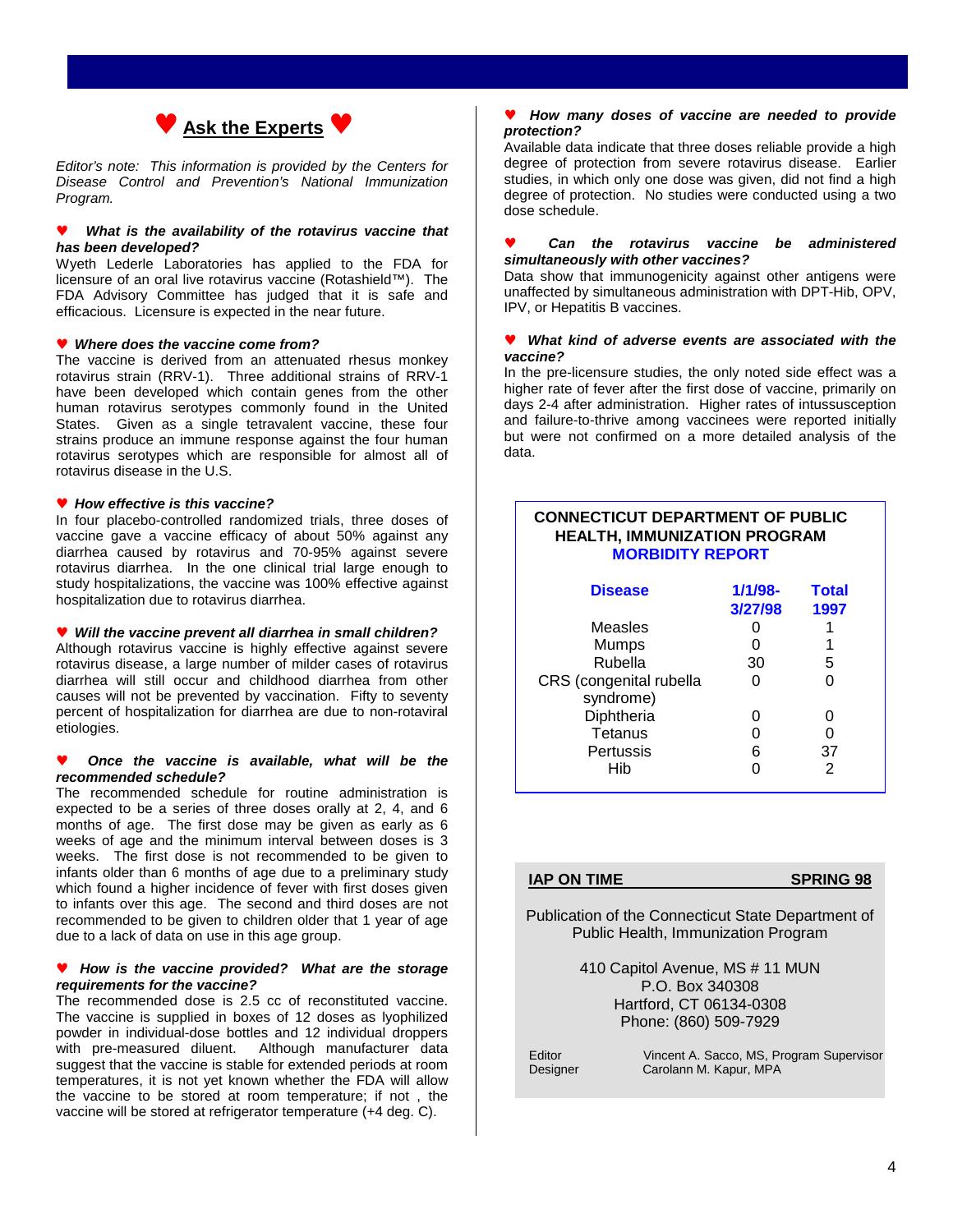## ♥ Ask the Experts ♥

*Editor's note: This information is provided by the Centers for Disease Control and Prevention's National Immunization Program.*

**♥ *What is the availability of the rotavirus vaccine that has been developed?***

Wyeth Lederle Laboratories has applied to the FDA for licensure of an oral live rotavirus vaccine (Rotashield™). The FDA Advisory Committee has judged that it is safe and efficacious. Licensure is expected in the near future.

**♥ *Where does the vaccine come from?***

The vaccine is derived from an attenuated rhesus monkey rotavirus strain (RRV-1). Three additional strains of RRV-1 have been developed which contain genes from the other human rotavirus serotypes commonly found in the United States. Given as a single tetravalent vaccine, these four strains produce an immune response against the four human rotavirus serotypes which are responsible for almost all of rotavirus disease in the U.S.

**♥ *How effective is this vaccine?***

In four placebo-controlled randomized trials, three doses of vaccine gave a vaccine efficacy of about 50% against any diarrhea caused by rotavirus and 70-95% against severe rotavirus diarrhea. In the one clinical trial large enough to study hospitalizations, the vaccine was 100% effective against hospitalization due to rotavirus diarrhea.

**♥ *Will the vaccine prevent all diarrhea in small children?***

Although rotavirus vaccine is highly effective against severe rotavirus disease, a large number of milder cases of rotavirus diarrhea will still occur and childhood diarrhea from other causes will not be prevented by vaccination. Fifty to seventy percent of hospitalization for diarrhea are due to non-rotaviral etiologies.

**♥ *Once the vaccine is available, what will be the recommended schedule?***

The recommended schedule for routine administration is expected to be a series of three doses orally at 2, 4, and 6 months of age. The first dose may be given as early as 6 weeks of age and the minimum interval between doses is 3 weeks. The first dose is not recommended to be given to infants older than 6 months of age due to a preliminary study which found a higher incidence of fever with first doses given to infants over this age. The second and third doses are not recommended to be given to children older that 1 year of age due to a lack of data on use in this age group.

**♥ *How is the vaccine provided? What are the storage requirements for the vaccine?***

The recommended dose is 2.5 cc of reconstituted vaccine. The vaccine is supplied in boxes of 12 doses as lyophilized powder in individual-dose bottles and 12 individual droppers with pre-measured diluent. Although manufacturer data suggest that the vaccine is stable for extended periods at room temperatures, it is not yet known whether the FDA will allow the vaccine to be stored at room temperature; if not , the vaccine will be stored at refrigerator temperature (+4 deg. C).

**♥ *How many doses of vaccine are needed to provide protection?***

Available data indicate that three doses reliable provide a high degree of protection from severe rotavirus disease. Earlier studies, in which only one dose was given, did not find a high degree of protection. No studies were conducted using a two dose schedule.

**♥ *Can the rotavirus vaccine be administered simultaneously with other vaccines?***

Data show that immunogenicity against other antigens were unaffected by simultaneous administration with DPT-Hib, OPV, IPV, or Hepatitis B vaccines.

**♥ *What kind of adverse events are associated with the vaccine?***

In the pre-licensure studies, the only noted side effect was a higher rate of fever after the first dose of vaccine, primarily on days 2-4 after administration. Higher rates of intussusception and failure-to-thrive among vaccinees were reported initially but were not confirmed on a more detailed analysis of the data.

**CONNECTICUT DEPARTMENT OF PUBLIC HEALTH, IMMUNIZATION PROGRAM**
**MORBIDITY REPORT**

| Disease | 1/1/98-3/27/98 | Total 1997 |
|---|---|---|
| Measles | 0 | 1 |
| Mumps | 0 | 1 |
| Rubella | 30 | 5 |
| CRS (congenital rubella syndrome) | 0 | 0 |
| Diphtheria | 0 | 0 |
| Tetanus | 0 | 0 |
| Pertussis | 6 | 37 |
| Hib | 0 | 2 |

**IAP ON TIME** **SPRING 98**

Publication of the Connecticut State Department of Public Health, Immunization Program

410 Capitol Avenue, MS # 11 MUN
P.O. Box 340308
Hartford, CT 06134-0308
Phone: (860) 509-7929

Editor — Vincent A. Sacco, MS, Program Supervisor
Designer — Carolann M. Kapur, MPA